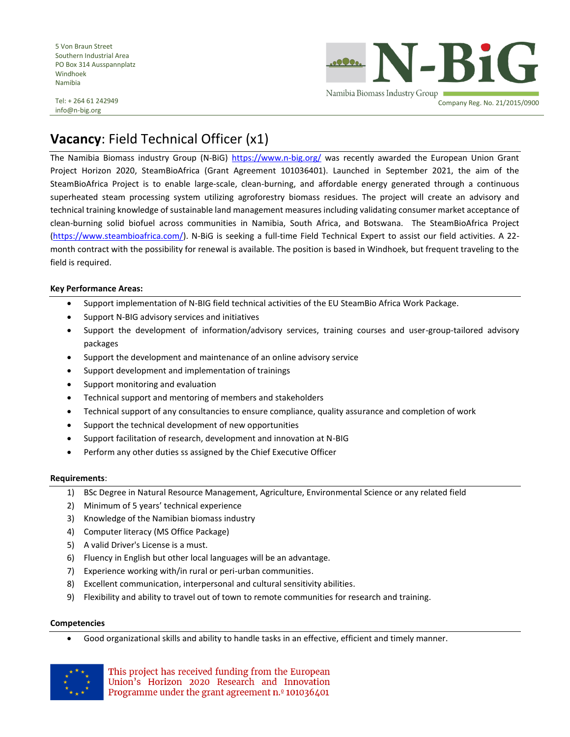5 Von Braun Street
Southern Industrial Area
PO Box 314 Ausspannplatz
Windhoek
Namibia

Tel: + 264 61 242949
info@n-big.org

N-BiG
Namibia Biomass Industry Group
Company Reg. No. 21/2015/0900

# **Vacancy**: Field Technical Officer (x1)

The Namibia Biomass industry Group (N-BiG) https://www.n-big.org/ was recently awarded the European Union Grant Project Horizon 2020, SteamBioAfrica (Grant Agreement 101036401). Launched in September 2021, the aim of the SteamBioAfrica Project is to enable large-scale, clean-burning, and affordable energy generated through a continuous superheated steam processing system utilizing agroforestry biomass residues. The project will create an advisory and technical training knowledge of sustainable land management measures including validating consumer market acceptance of clean-burning solid biofuel across communities in Namibia, South Africa, and Botswana. The SteamBioAfrica Project (https://www.steambioafrica.com/). N-BiG is seeking a full-time Field Technical Expert to assist our field activities. A 22-month contract with the possibility for renewal is available. The position is based in Windhoek, but frequent traveling to the field is required.

**Key Performance Areas:**

- Support implementation of N-BIG field technical activities of the EU SteamBio Africa Work Package.
- Support N-BIG advisory services and initiatives
- Support the development of information/advisory services, training courses and user-group-tailored advisory packages
- Support the development and maintenance of an online advisory service
- Support development and implementation of trainings
- Support monitoring and evaluation
- Technical support and mentoring of members and stakeholders
- Technical support of any consultancies to ensure compliance, quality assurance and completion of work
- Support the technical development of new opportunities
- Support facilitation of research, development and innovation at N-BIG
- Perform any other duties ss assigned by the Chief Executive Officer

**Requirements**:

1) BSc Degree in Natural Resource Management, Agriculture, Environmental Science or any related field
2) Minimum of 5 years' technical experience
3) Knowledge of the Namibian biomass industry
4) Computer literacy (MS Office Package)
5) A valid Driver's License is a must.
6) Fluency in English but other local languages will be an advantage.
7) Experience working with/in rural or peri-urban communities.
8) Excellent communication, interpersonal and cultural sensitivity abilities.
9) Flexibility and ability to travel out of town to remote communities for research and training.

**Competencies**

- Good organizational skills and ability to handle tasks in an effective, efficient and timely manner.

This project has received funding from the European Union's Horizon 2020 Research and Innovation Programme under the grant agreement n.º 101036401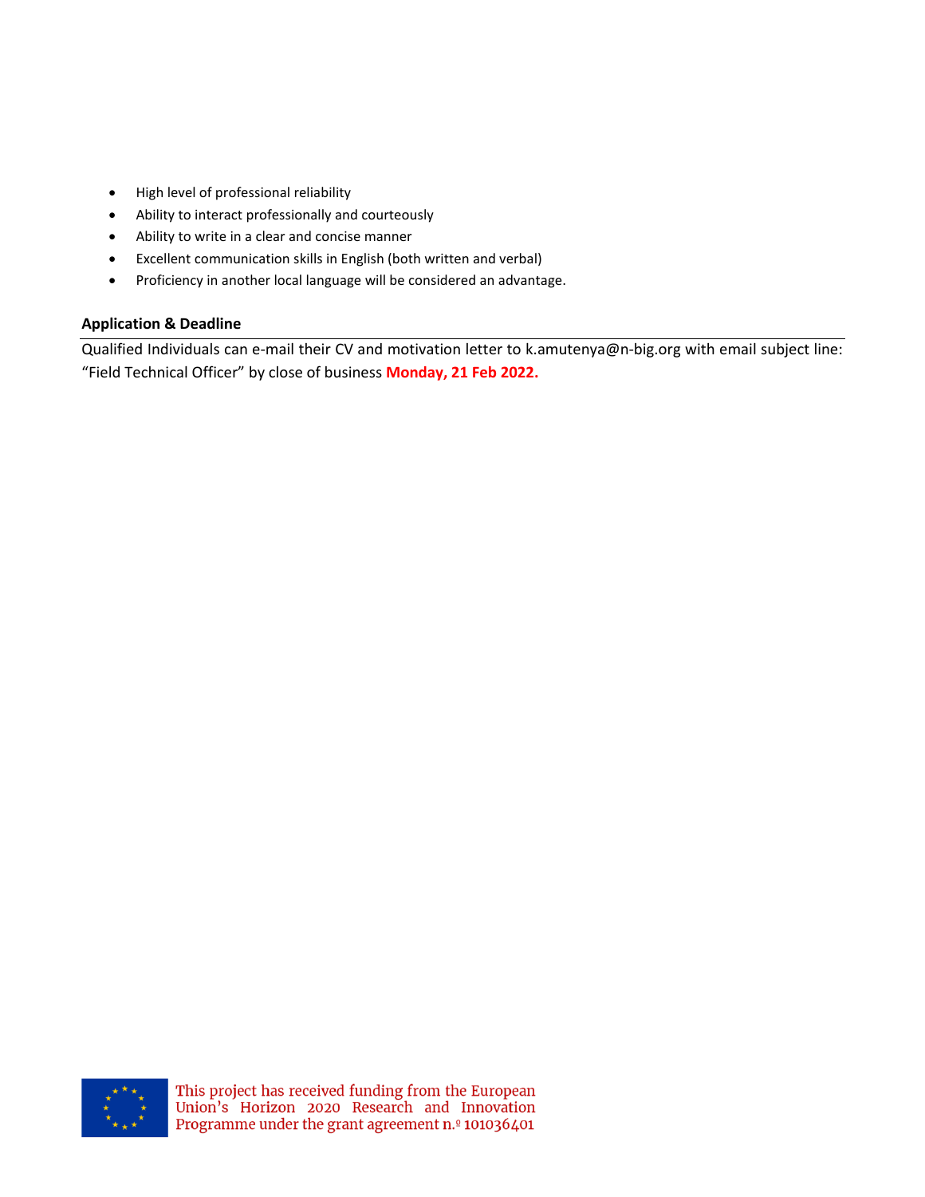- High level of professional reliability
- Ability to interact professionally and courteously
- Ability to write in a clear and concise manner
- Excellent communication skills in English (both written and verbal)
- Proficiency in another local language will be considered an advantage.

**Application & Deadline**

Qualified Individuals can e-mail their CV and motivation letter to k.amutenya@n-big.org with email subject line: "Field Technical Officer" by close of business **Monday, 21 Feb 2022.**

This project has received funding from the European Union's Horizon 2020 Research and Innovation Programme under the grant agreement n.º 101036401